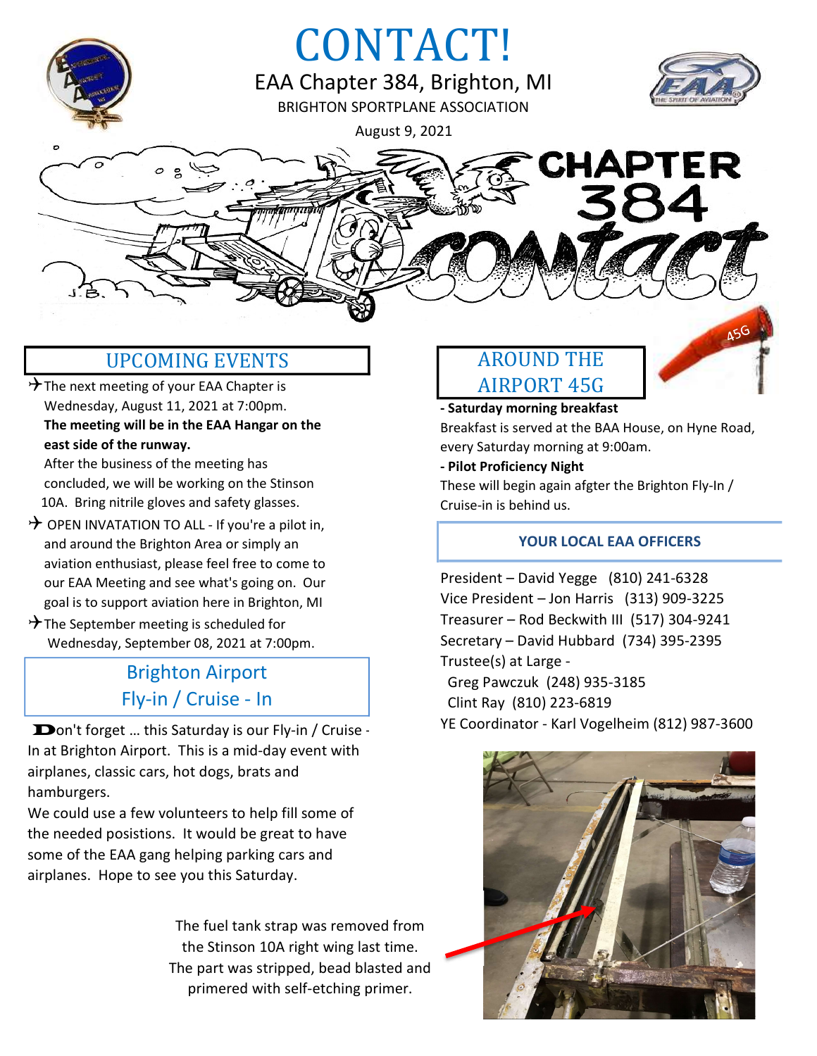# CONTACT!

EAA Chapter 384, Brighton, MI

BRIGHTON SPORTPLANE ASSOCIATION

August 9, 2021

## UPCOMING EVENTS

- ✈The next meeting of your EAA Chapter is Wednesday, August 11, 2021 at 7:00pm. **The meeting will be in the EAA Hangar on the east side of the runway.** After the business of the meeting has concluded, we will be working on the Stinson 10A. Bring nitrile gloves and safety glasses.
- ✈ OPEN INVATATION TO ALL - If you're a pilot in, and around the Brighton Area or simply an aviation enthusiast, please feel free to come to our EAA Meeting and see what's going on. Our goal is to support aviation here in Brighton, MI
- ✈The September meeting is scheduled for Wednesday, September 08, 2021 at 7:00pm.

## Brighton Airport Fly-in / Cruise - In

Don't forget … this Saturday is our Fly-in / Cruise - In at Brighton Airport. This is a mid-day event with airplanes, classic cars, hot dogs, brats and hamburgers.

We could use a few volunteers to help fill some of the needed posistions. It would be great to have some of the EAA gang helping parking cars and airplanes. Hope to see you this Saturday.

## AROUND THE AIRPORT 45G

**- Saturday morning breakfast**

Breakfast is served at the BAA House, on Hyne Road, every Saturday morning at 9:00am.

**- Pilot Proficiency Night**

These will begin again afgter the Brighton Fly-In / Cruise-in is behind us.

### YOUR LOCAL EAA OFFICERS

President – David Yegge (810) 241-6328
Vice President – Jon Harris (313) 909-3225
Treasurer – Rod Beckwith III (517) 304-9241
Secretary – David Hubbard (734) 395-2395
Trustee(s) at Large -
Greg Pawczuk (248) 935-3185
Clint Ray (810) 223-6819
YE Coordinator - Karl Vogelheim (812) 987-3600

The fuel tank strap was removed from the Stinson 10A right wing last time. The part was stripped, bead blasted and primered with self-etching primer.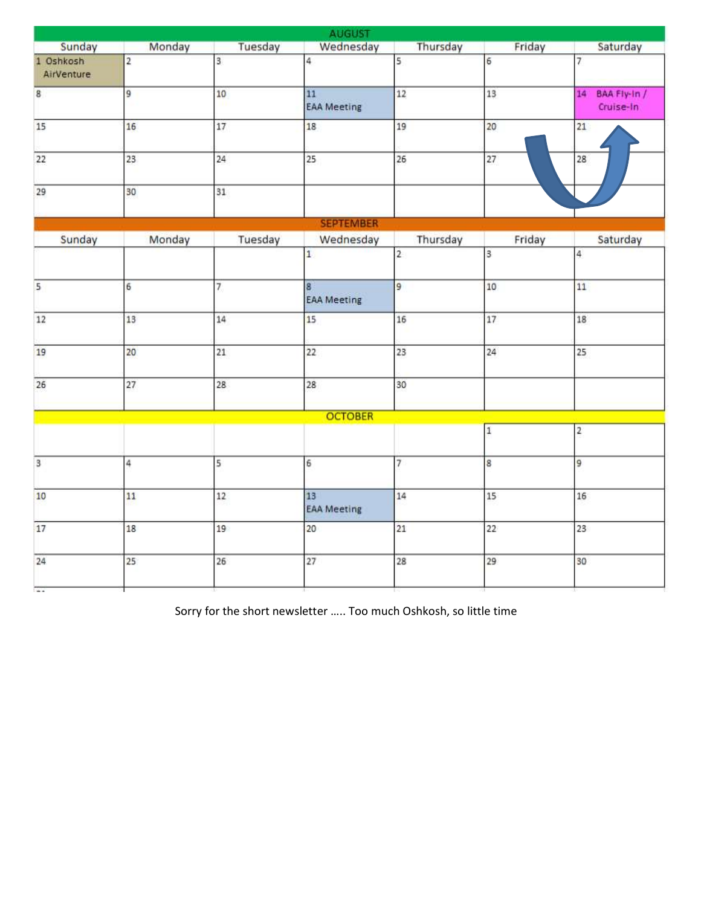| AUGUST | | | | | | |
| --- | --- | --- | --- | --- | --- | --- |
| Sunday | Monday | Tuesday | Wednesday | Thursday | Friday | Saturday |
| 1 Oshkosh AirVenture | 2 | 3 | 4 | 5 | 6 | 7 |
| 8 | 9 | 10 | 11 EAA Meeting | 12 | 13 | 14 BAA Fly-In / Cruise-In |
| 15 | 16 | 17 | 18 | 19 | 20 | 21 |
| 22 | 23 | 24 | 25 | 26 | 27 | 28 |
| 29 | 30 | 31 | | | | |

| SEPTEMBER | | | | | | |
| --- | --- | --- | --- | --- | --- | --- |
| Sunday | Monday | Tuesday | Wednesday | Thursday | Friday | Saturday |
| | | | 1 | 2 | 3 | 4 |
| 5 | 6 | 7 | 8 EAA Meeting | 9 | 10 | 11 |
| 12 | 13 | 14 | 15 | 16 | 17 | 18 |
| 19 | 20 | 21 | 22 | 23 | 24 | 25 |
| 26 | 27 | 28 | 28 | 30 | | |

| OCTOBER | | | | | | |
| --- | --- | --- | --- | --- | --- | --- |
| | | | | | 1 | 2 |
| 3 | 4 | 5 | 6 | 7 | 8 | 9 |
| 10 | 11 | 12 | 13 EAA Meeting | 14 | 15 | 16 |
| 17 | 18 | 19 | 20 | 21 | 22 | 23 |
| 24 | 25 | 26 | 27 | 28 | 29 | 30 |

Sorry for the short newsletter ..... Too much Oshkosh, so little time